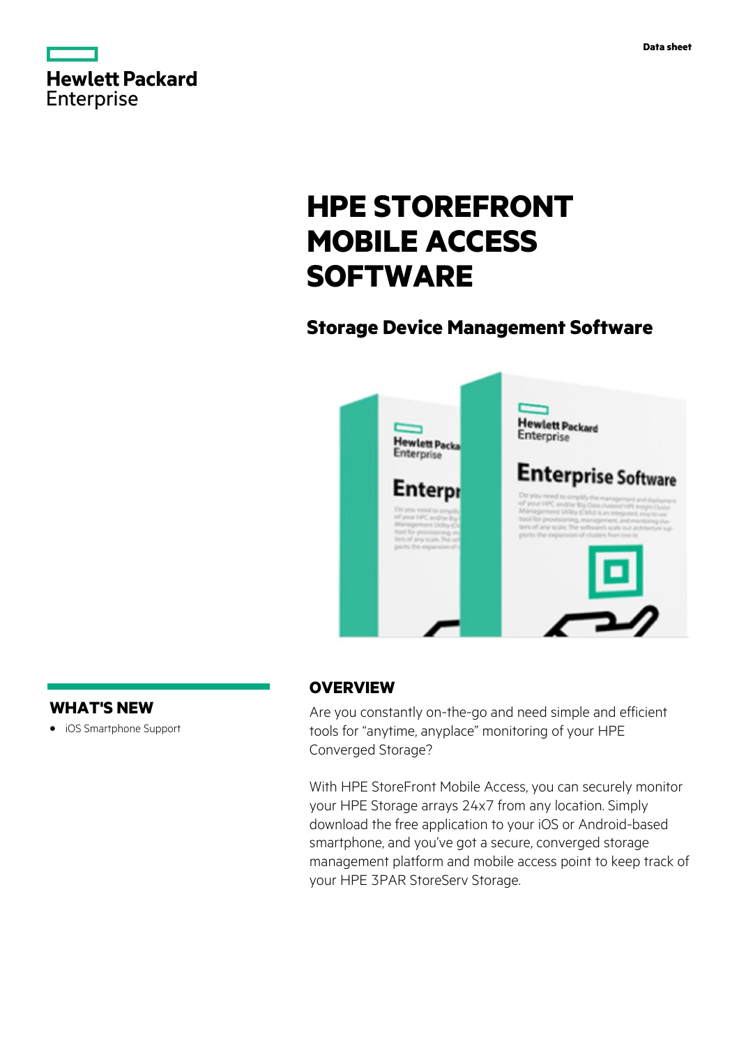Data sheet

# HPE STOREFRONT MOBILE ACCESS SOFTWARE

## Storage Device Management Software

## WHAT'S NEW

- iOS Smartphone Support

## OVERVIEW

Are you constantly on-the-go and need simple and efficient tools for "anytime, anyplace" monitoring of your HPE Converged Storage?

With HPE StoreFront Mobile Access, you can securely monitor your HPE Storage arrays 24x7 from any location. Simply download the free application to your iOS or Android-based smartphone, and you've got a secure, converged storage management platform and mobile access point to keep track of your HPE 3PAR StoreServ Storage.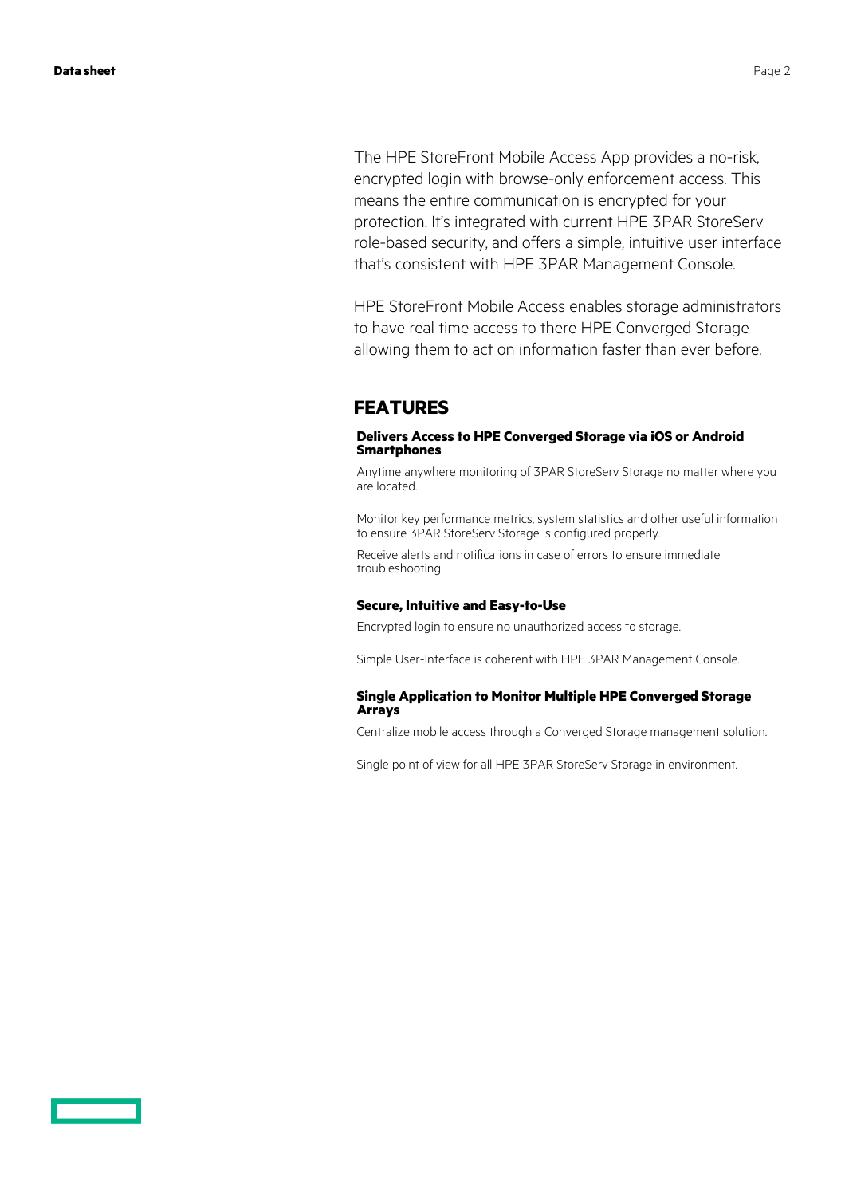The HPE StoreFront Mobile Access App provides a no-risk, encrypted login with browse-only enforcement access. This means the entire communication is encrypted for your protection. It's integrated with current HPE 3PAR StoreServ role-based security, and offers a simple, intuitive user interface that's consistent with HPE 3PAR Management Console.

HPE StoreFront Mobile Access enables storage administrators to have real time access to there HPE Converged Storage allowing them to act on information faster than ever before.

## FEATURES

### Delivers Access to HPE Converged Storage via iOS or Android Smartphones

Anytime anywhere monitoring of 3PAR StoreServ Storage no matter where you are located.

Monitor key performance metrics, system statistics and other useful information to ensure 3PAR StoreServ Storage is configured properly.

Receive alerts and notifications in case of errors to ensure immediate troubleshooting.

### Secure, Intuitive and Easy-to-Use

Encrypted login to ensure no unauthorized access to storage.

Simple User-Interface is coherent with HPE 3PAR Management Console.

### Single Application to Monitor Multiple HPE Converged Storage Arrays

Centralize mobile access through a Converged Storage management solution.

Single point of view for all HPE 3PAR StoreServ Storage in environment.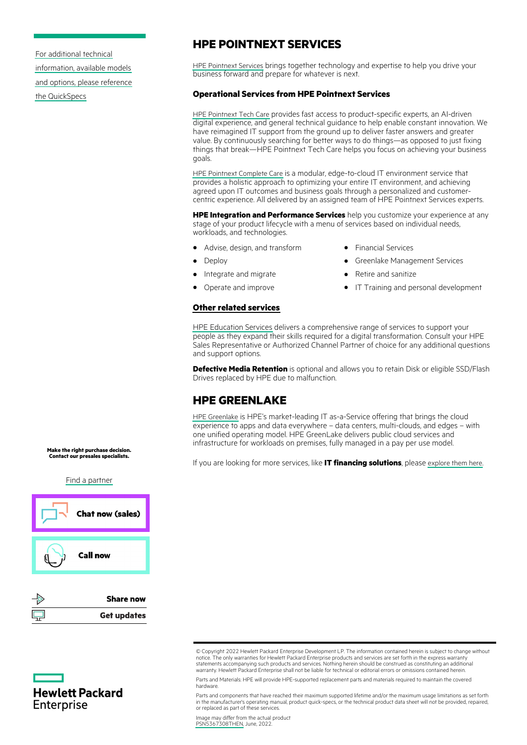For additional technical information, available models and options, please reference the QuickSpecs

## HPE POINTNEXT SERVICES

HPE Pointnext Services brings together technology and expertise to help you drive your business forward and prepare for whatever is next.

### Operational Services from HPE Pointnext Services

HPE Pointnext Tech Care provides fast access to product-specific experts, an AI-driven digital experience, and general technical guidance to help enable constant innovation. We have reimagined IT support from the ground up to deliver faster answers and greater value. By continuously searching for better ways to do things—as opposed to just fixing things that break—HPE Pointnext Tech Care helps you focus on achieving your business goals.

HPE Pointnext Complete Care is a modular, edge-to-cloud IT environment service that provides a holistic approach to optimizing your entire IT environment, and achieving agreed upon IT outcomes and business goals through a personalized and customer-centric experience. All delivered by an assigned team of HPE Pointnext Services experts.

**HPE Integration and Performance Services** help you customize your experience at any stage of your product lifecycle with a menu of services based on individual needs, workloads, and technologies.

- Advise, design, and transform
- Deploy
- Integrate and migrate
- Operate and improve
- Financial Services
- Greenlake Management Services
- Retire and sanitize
- IT Training and personal development

### Other related services

HPE Education Services delivers a comprehensive range of services to support your people as they expand their skills required for a digital transformation. Consult your HPE Sales Representative or Authorized Channel Partner of choice for any additional questions and support options.

**Defective Media Retention** is optional and allows you to retain Disk or eligible SSD/Flash Drives replaced by HPE due to malfunction.

## HPE GREENLAKE

HPE Greenlake is HPE's market-leading IT as-a-Service offering that brings the cloud experience to apps and data everywhere – data centers, multi-clouds, and edges – with one unified operating model. HPE GreenLake delivers public cloud services and infrastructure for workloads on premises, fully managed in a pay per use model.

If you are looking for more services, like **IT financing solutions**, please explore them here.

**Make the right purchase decision. Contact our presales specialists.**

Find a partner

Chat now (sales)

Call now

Share now

Get updates

© Copyright 2022 Hewlett Packard Enterprise Development LP. The information contained herein is subject to change without notice. The only warranties for Hewlett Packard Enterprise products and services are set forth in the express warranty statements accompanying such products and services. Nothing herein should be construed as constituting an additional warranty. Hewlett Packard Enterprise shall not be liable for technical or editorial errors or omissions contained herein.

Parts and Materials: HPE will provide HPE-supported replacement parts and materials required to maintain the covered hardware.

Parts and components that have reached their maximum supported lifetime and/or the maximum usage limitations as set forth in the manufacturer's operating manual, product quick-specs, or the technical product data sheet will not be provided, repaired, or replaced as part of these services.

Image may differ from the actual product

PSN5367308THEN, June, 2022.

Hewlett Packard Enterprise